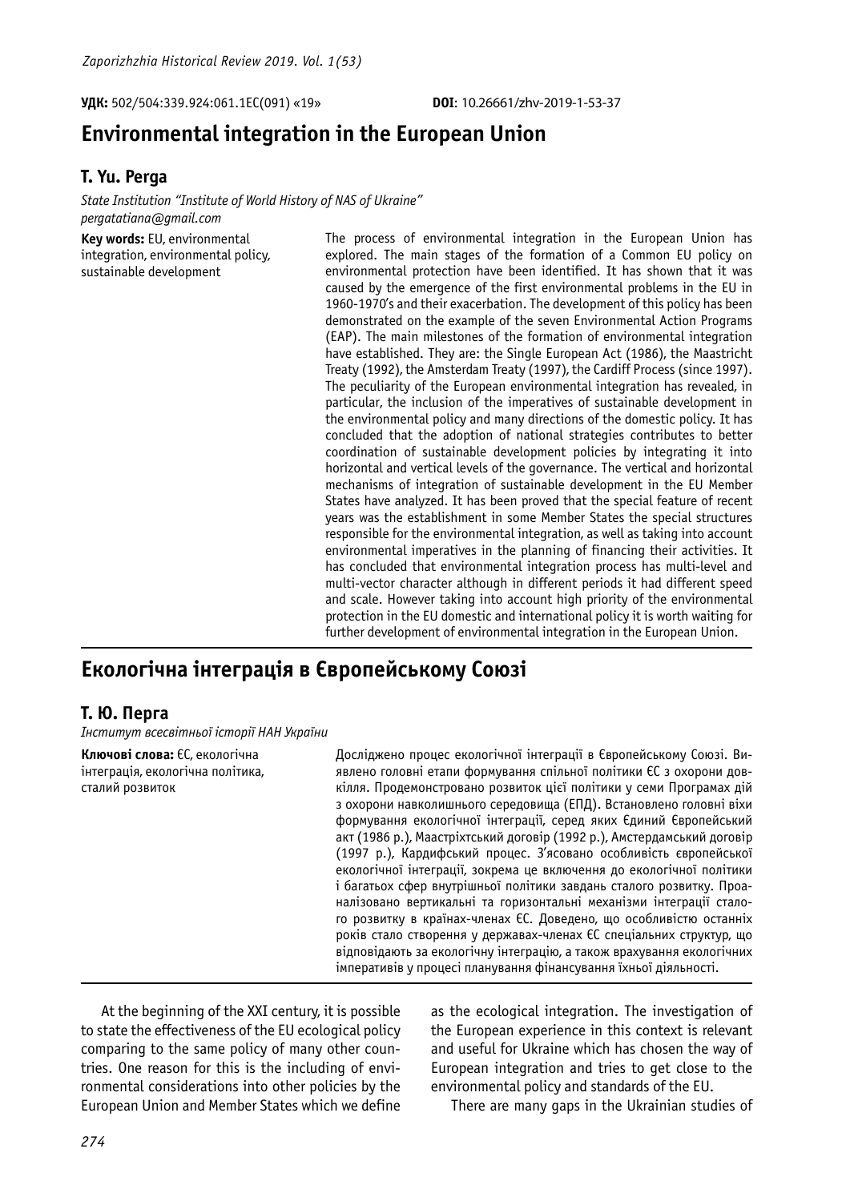**УДК:** 502/504:339.924:061.1ЄС(091) «19»

**DOI**: 10.26661/zhv-2019-1-53-37

# Environmental integration in the European Union

## T. Yu. Perga

*State Institution "Institute of World History of NAS of Ukraine"*
*pergatatiana@gmail.com*

**Key words:** EU, environmental integration, environmental policy, sustainable development

The process of environmental integration in the European Union has explored. The main stages of the formation of a Common EU policy on environmental protection have been identified. It has shown that it was caused by the emergence of the first environmental problems in the EU in 1960-1970's and their exacerbation. The development of this policy has been demonstrated on the example of the seven Environmental Action Programs (EAP). The main milestones of the formation of environmental integration have established. They are: the Single European Act (1986), the Maastricht Treaty (1992), the Amsterdam Treaty (1997), the Cardiff Process (since 1997). The peculiarity of the European environmental integration has revealed, in particular, the inclusion of the imperatives of sustainable development in the environmental policy and many directions of the domestic policy. It has concluded that the adoption of national strategies contributes to better coordination of sustainable development policies by integrating it into horizontal and vertical levels of the governance. The vertical and horizontal mechanisms of integration of sustainable development in the EU Member States have analyzed. It has been proved that the special feature of recent years was the establishment in some Member States the special structures responsible for the environmental integration, as well as taking into account environmental imperatives in the planning of financing their activities. It has concluded that environmental integration process has multi-level and multi-vector character although in different periods it had different speed and scale. However taking into account high priority of the environmental protection in the EU domestic and international policy it is worth waiting for further development of environmental integration in the European Union.

# Екологічна інтеграція в Європейському Союзі

## Т. Ю. Перга

*Інститут всесвітньої історії НАН України*

**Ключові слова:** ЄС, екологічна інтеграція, екологічна політика, сталий розвиток

Досліджено процес екологічної інтеграції в Європейському Союзі. Виявлено головні етапи формування спільної політики ЄС з охорони довкілля. Продемонстровано розвиток цієї політики у семи Програмах дій з охорони навколишнього середовища (ЕПД). Встановлено головні віхи формування екологічної інтеграції, серед яких Єдиний Європейський акт (1986 р.), Маастріхтський договір (1992 р.), Амстердамський договір (1997 р.), Кардифський процес. З'ясовано особливість європейської екологічної інтеграції, зокрема це включення до екологічної політики і багатьох сфер внутрішньої політики завдань сталого розвитку. Проаналізовано вертикальні та горизонтальні механізми інтеграції сталого розвитку в країнах-членах ЄС. Доведено, що особливістю останніх років стало створення у державах-членах ЄС спеціальних структур, що відповідають за екологічну інтеграцію, а також врахування екологічних імперативів у процесі планування фінансування їхньої діяльності.

At the beginning of the XXI century, it is possible to state the effectiveness of the EU ecological policy comparing to the same policy of many other countries. One reason for this is the including of environmental considerations into other policies by the European Union and Member States which we define as the ecological integration. The investigation of the European experience in this context is relevant and useful for Ukraine which has chosen the way of European integration and tries to get close to the environmental policy and standards of the EU.

There are many gaps in the Ukrainian studies of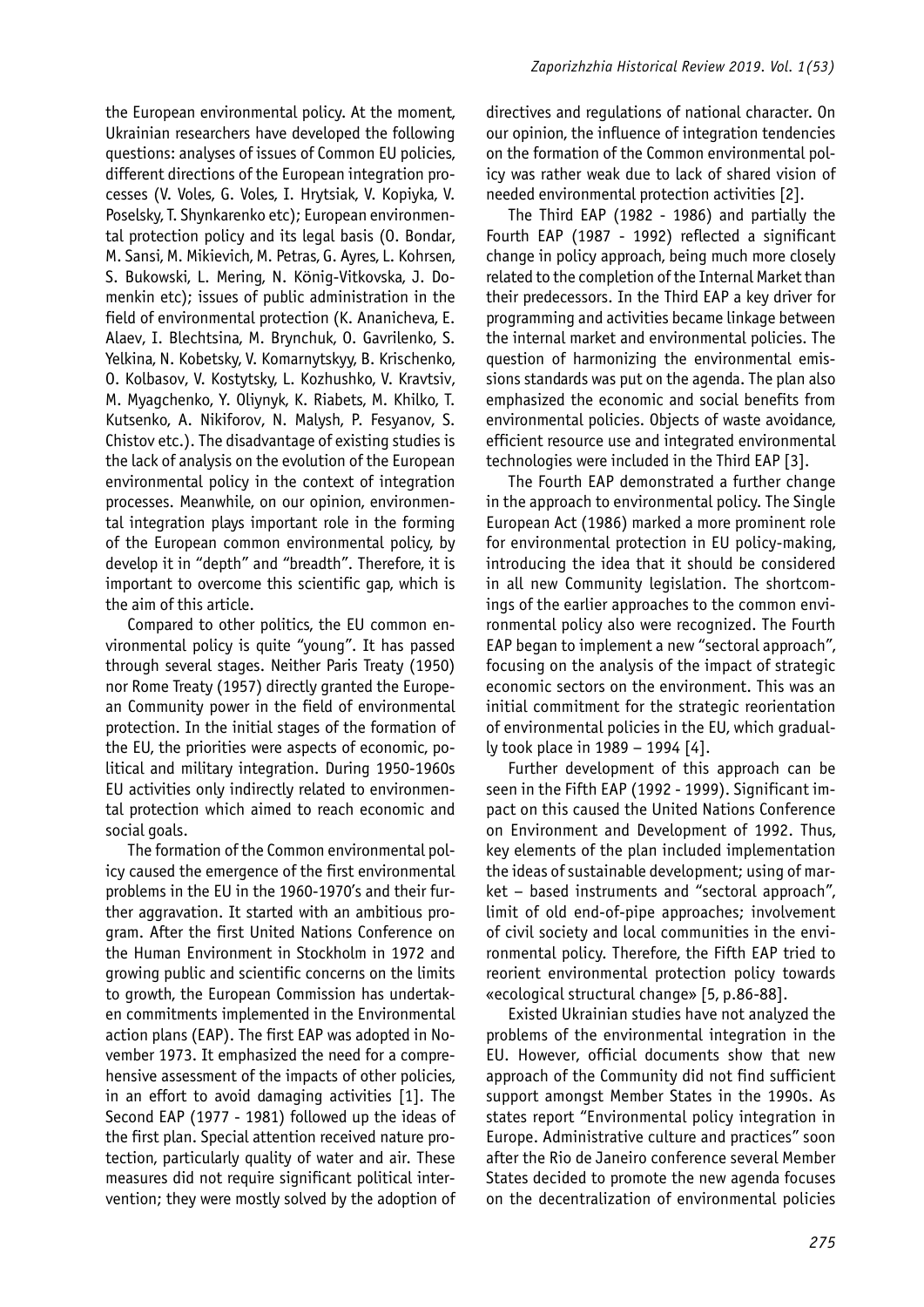the European environmental policy. At the moment, Ukrainian researchers have developed the following questions: analyses of issues of Common EU policies, different directions of the European integration processes (V. Voles, G. Voles, I. Hrytsiak, V. Kopiyka, V. Poselsky, T. Shynkarenko etc); European environmental protection policy and its legal basis (O. Bondar, M. Sansi, M. Mikievich, M. Petras, G. Ayres, L. Kohrsen, S. Bukowski, L. Mering, N. König-Vitkovska, J. Domenkin etc); issues of public administration in the field of environmental protection (K. Ananicheva, E. Alaev, I. Blechtsina, M. Brynchuk, O. Gavrilenko, S. Yelkina, N. Kobetsky, V. Komarnytskyy, B. Krischenko, O. Kolbasov, V. Kostytsky, L. Kozhushko, V. Kravtsiv, M. Myagchenko, Y. Oliynyk, K. Riabets, M. Khilko, T. Kutsenko, A. Nikiforov, N. Malysh, P. Fesyanov, S. Chistov etc.). The disadvantage of existing studies is the lack of analysis on the evolution of the European environmental policy in the context of integration processes. Meanwhile, on our opinion, environmental integration plays important role in the forming of the European common environmental policy, by develop it in "depth" and "breadth". Therefore, it is important to overcome this scientific gap, which is the aim of this article.

Compared to other politics, the EU common environmental policy is quite "young". It has passed through several stages. Neither Paris Treaty (1950) nor Rome Treaty (1957) directly granted the European Community power in the field of environmental protection. In the initial stages of the formation of the EU, the priorities were aspects of economic, political and military integration. During 1950-1960s EU activities only indirectly related to environmental protection which aimed to reach economic and social goals.

The formation of the Common environmental policy caused the emergence of the first environmental problems in the EU in the 1960-1970's and their further aggravation. It started with an ambitious program. After the first United Nations Conference on the Human Environment in Stockholm in 1972 and growing public and scientific concerns on the limits to growth, the European Commission has undertaken commitments implemented in the Environmental action plans (EAP). The first EAP was adopted in November 1973. It emphasized the need for a comprehensive assessment of the impacts of other policies, in an effort to avoid damaging activities [1]. The Second EAP (1977 - 1981) followed up the ideas of the first plan. Special attention received nature protection, particularly quality of water and air. These measures did not require significant political intervention; they were mostly solved by the adoption of directives and regulations of national character. On our opinion, the influence of integration tendencies on the formation of the Common environmental policy was rather weak due to lack of shared vision of needed environmental protection activities [2].

The Third EAP (1982 - 1986) and partially the Fourth EAP (1987 - 1992) reflected a significant change in policy approach, being much more closely related to the completion of the Internal Market than their predecessors. In the Third EAP a key driver for programming and activities became linkage between the internal market and environmental policies. The question of harmonizing the environmental emissions standards was put on the agenda. The plan also emphasized the economic and social benefits from environmental policies. Objects of waste avoidance, efficient resource use and integrated environmental technologies were included in the Third EAP [3].

The Fourth EAP demonstrated a further change in the approach to environmental policy. The Single European Act (1986) marked a more prominent role for environmental protection in EU policy-making, introducing the idea that it should be considered in all new Community legislation. The shortcomings of the earlier approaches to the common environmental policy also were recognized. The Fourth EAP began to implement a new "sectoral approach", focusing on the analysis of the impact of strategic economic sectors on the environment. This was an initial commitment for the strategic reorientation of environmental policies in the EU, which gradually took place in 1989 – 1994 [4].

Further development of this approach can be seen in the Fifth EAP (1992 - 1999). Significant impact on this caused the United Nations Conference on Environment and Development of 1992. Thus, key elements of the plan included implementation the ideas of sustainable development; using of market – based instruments and "sectoral approach", limit of old end-of-pipe approaches; involvement of civil society and local communities in the environmental policy. Therefore, the Fifth EAP tried to reorient environmental protection policy towards «ecological structural change» [5, p.86-88].

Existed Ukrainian studies have not analyzed the problems of the environmental integration in the EU. However, official documents show that new approach of the Community did not find sufficient support amongst Member States in the 1990s. As states report "Environmental policy integration in Europe. Administrative culture and practices" soon after the Rio de Janeiro conference several Member States decided to promote the new agenda focuses on the decentralization of environmental policies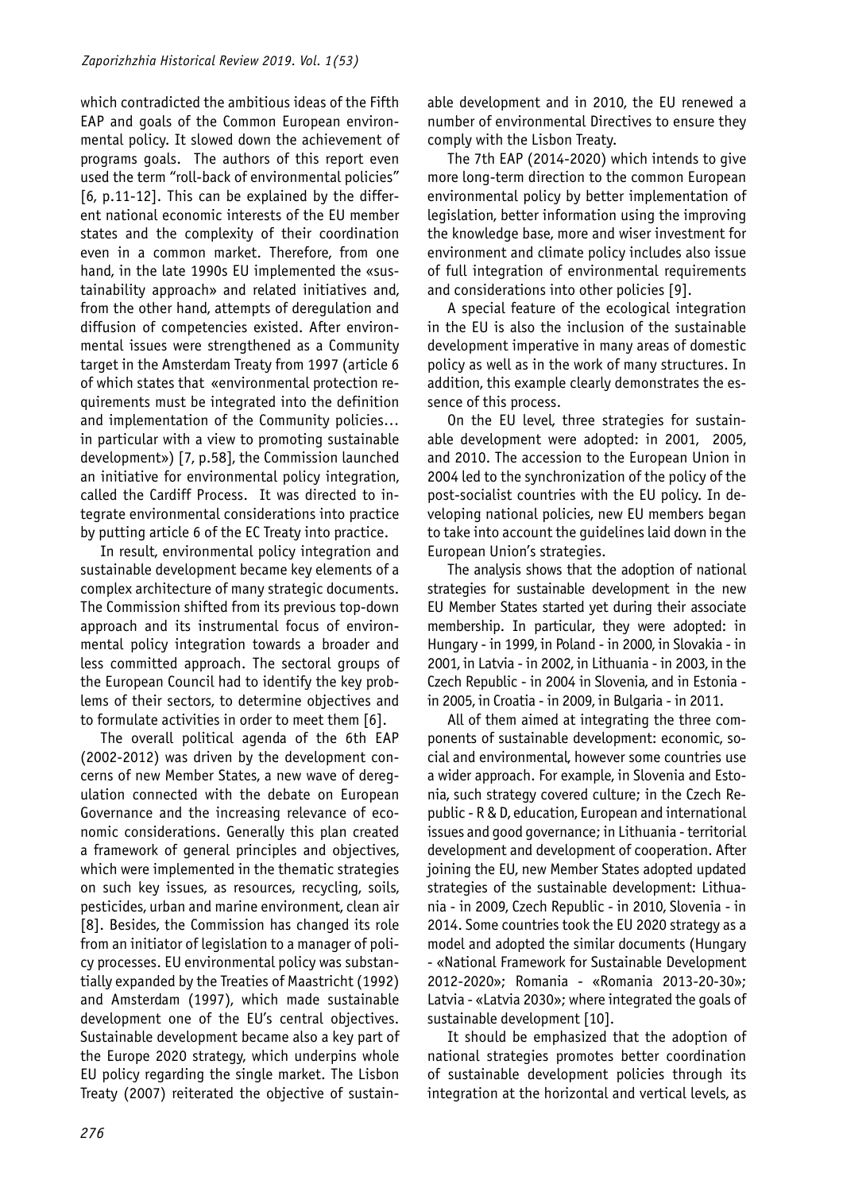which contradicted the ambitious ideas of the Fifth EAP and goals of the Common European environmental policy. It slowed down the achievement of programs goals. The authors of this report even used the term "roll-back of environmental policies" [6, p.11-12]. This can be explained by the different national economic interests of the EU member states and the complexity of their coordination even in a common market. Therefore, from one hand, in the late 1990s EU implemented the «sustainability approach» and related initiatives and, from the other hand, attempts of deregulation and diffusion of competencies existed. After environmental issues were strengthened as a Community target in the Amsterdam Treaty from 1997 (article 6 of which states that «environmental protection requirements must be integrated into the definition and implementation of the Community policies… in particular with a view to promoting sustainable development») [7, p.58], the Commission launched an initiative for environmental policy integration, called the Cardiff Process. It was directed to integrate environmental considerations into practice by putting article 6 of the EC Treaty into practice.

In result, environmental policy integration and sustainable development became key elements of a complex architecture of many strategic documents. The Commission shifted from its previous top-down approach and its instrumental focus of environmental policy integration towards a broader and less committed approach. The sectoral groups of the European Council had to identify the key problems of their sectors, to determine objectives and to formulate activities in order to meet them [6].

The overall political agenda of the 6th EAP (2002-2012) was driven by the development concerns of new Member States, a new wave of deregulation connected with the debate on European Governance and the increasing relevance of economic considerations. Generally this plan created a framework of general principles and objectives, which were implemented in the thematic strategies on such key issues, as resources, recycling, soils, pesticides, urban and marine environment, clean air [8]. Besides, the Commission has changed its role from an initiator of legislation to a manager of policy processes. EU environmental policy was substantially expanded by the Treaties of Maastricht (1992) and Amsterdam (1997), which made sustainable development one of the EU's central objectives. Sustainable development became also a key part of the Europe 2020 strategy, which underpins whole EU policy regarding the single market. The Lisbon Treaty (2007) reiterated the objective of sustainable development and in 2010, the EU renewed a number of environmental Directives to ensure they comply with the Lisbon Treaty.

The 7th EAP (2014-2020) which intends to give more long-term direction to the common European environmental policy by better implementation of legislation, better information using the improving the knowledge base, more and wiser investment for environment and climate policy includes also issue of full integration of environmental requirements and considerations into other policies [9].

A special feature of the ecological integration in the EU is also the inclusion of the sustainable development imperative in many areas of domestic policy as well as in the work of many structures. In addition, this example clearly demonstrates the essence of this process.

On the EU level, three strategies for sustainable development were adopted: in 2001, 2005, and 2010. The accession to the European Union in 2004 led to the synchronization of the policy of the post-socialist countries with the EU policy. In developing national policies, new EU members began to take into account the guidelines laid down in the European Union's strategies.

The analysis shows that the adoption of national strategies for sustainable development in the new EU Member States started yet during their associate membership. In particular, they were adopted: in Hungary - in 1999, in Poland - in 2000, in Slovakia - in 2001, in Latvia - in 2002, in Lithuania - in 2003, in the Czech Republic - in 2004 in Slovenia, and in Estonia - in 2005, in Croatia - in 2009, in Bulgaria - in 2011.

All of them aimed at integrating the three components of sustainable development: economic, social and environmental, however some countries use a wider approach. For example, in Slovenia and Estonia, such strategy covered culture; in the Czech Republic - R & D, education, European and international issues and good governance; in Lithuania - territorial development and development of cooperation. After joining the EU, new Member States adopted updated strategies of the sustainable development: Lithuania - in 2009, Czech Republic - in 2010, Slovenia - in 2014. Some countries took the EU 2020 strategy as a model and adopted the similar documents (Hungary - «National Framework for Sustainable Development 2012-2020»; Romania - «Romania 2013-20-30»; Latvia - «Latvia 2030»; where integrated the goals of sustainable development [10].

It should be emphasized that the adoption of national strategies promotes better coordination of sustainable development policies through its integration at the horizontal and vertical levels, as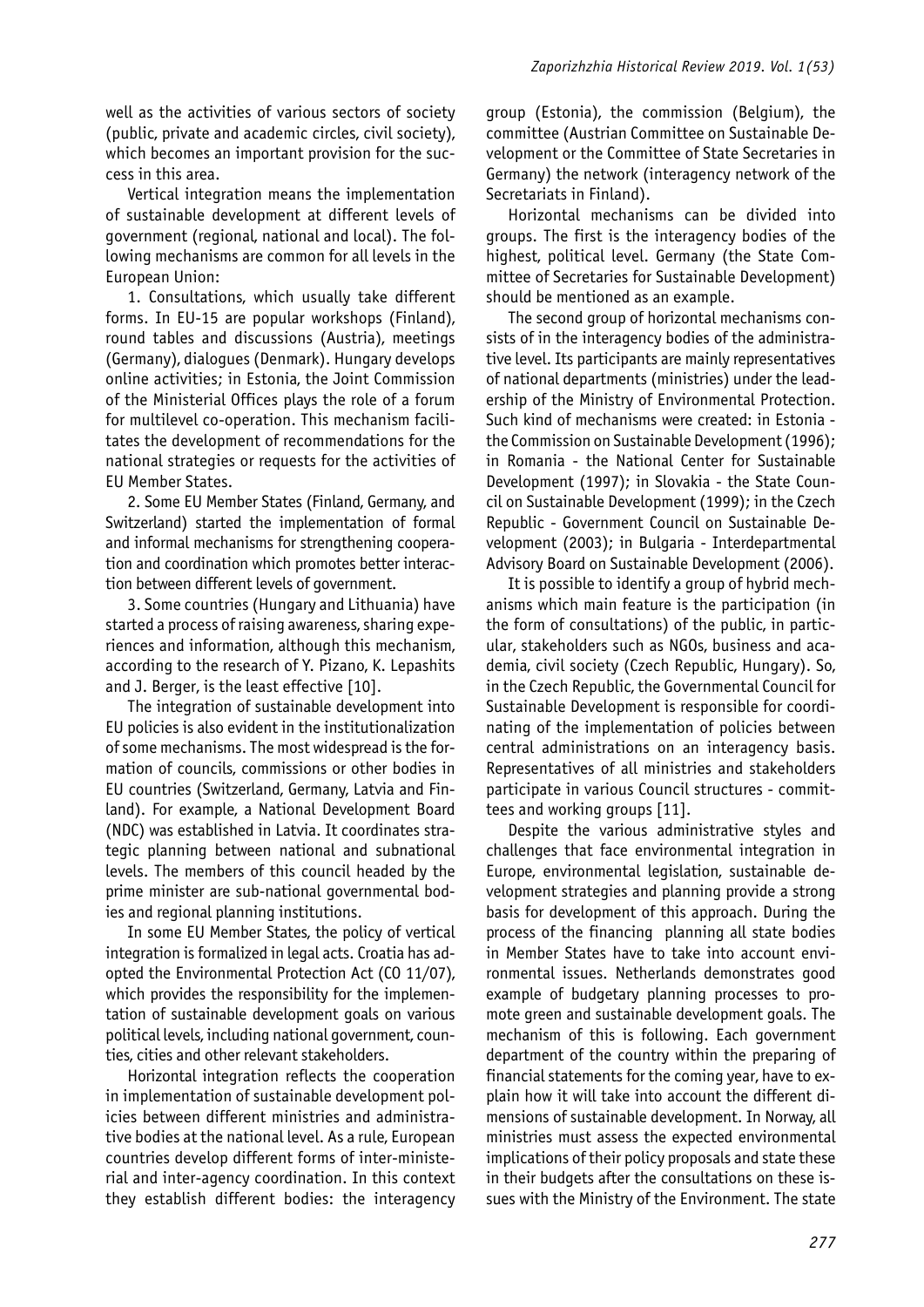well as the activities of various sectors of society (public, private and academic circles, civil society), which becomes an important provision for the success in this area.

Vertical integration means the implementation of sustainable development at different levels of government (regional, national and local). The following mechanisms are common for all levels in the European Union:

1. Consultations, which usually take different forms. In EU-15 are popular workshops (Finland), round tables and discussions (Austria), meetings (Germany), dialogues (Denmark). Hungary develops online activities; in Estonia, the Joint Commission of the Ministerial Offices plays the role of a forum for multilevel co-operation. This mechanism facilitates the development of recommendations for the national strategies or requests for the activities of EU Member States.

2. Some EU Member States (Finland, Germany, and Switzerland) started the implementation of formal and informal mechanisms for strengthening cooperation and coordination which promotes better interaction between different levels of government.

3. Some countries (Hungary and Lithuania) have started a process of raising awareness, sharing experiences and information, although this mechanism, according to the research of Y. Pizano, K. Lepashits and J. Berger, is the least effective [10].

The integration of sustainable development into EU policies is also evident in the institutionalization of some mechanisms. The most widespread is the formation of councils, commissions or other bodies in EU countries (Switzerland, Germany, Latvia and Finland). For example, a National Development Board (NDC) was established in Latvia. It coordinates strategic planning between national and subnational levels. The members of this council headed by the prime minister are sub-national governmental bodies and regional planning institutions.

In some EU Member States, the policy of vertical integration is formalized in legal acts. Croatia has adopted the Environmental Protection Act (CO 11/07), which provides the responsibility for the implementation of sustainable development goals on various political levels, including national government, counties, cities and other relevant stakeholders.

Horizontal integration reflects the cooperation in implementation of sustainable development policies between different ministries and administrative bodies at the national level. As a rule, European countries develop different forms of inter-ministerial and inter-agency coordination. In this context they establish different bodies: the interagency group (Estonia), the commission (Belgium), the committee (Austrian Committee on Sustainable Development or the Committee of State Secretaries in Germany) the network (interagency network of the Secretariats in Finland).

Horizontal mechanisms can be divided into groups. The first is the interagency bodies of the highest, political level. Germany (the State Committee of Secretaries for Sustainable Development) should be mentioned as an example.

The second group of horizontal mechanisms consists of in the interagency bodies of the administrative level. Its participants are mainly representatives of national departments (ministries) under the leadership of the Ministry of Environmental Protection. Such kind of mechanisms were created: in Estonia - the Commission on Sustainable Development (1996); in Romania - the National Center for Sustainable Development (1997); in Slovakia - the State Council on Sustainable Development (1999); in the Czech Republic - Government Council on Sustainable Development (2003); in Bulgaria - Interdepartmental Advisory Board on Sustainable Development (2006).

It is possible to identify a group of hybrid mechanisms which main feature is the participation (in the form of consultations) of the public, in particular, stakeholders such as NGOs, business and academia, civil society (Czech Republic, Hungary). So, in the Czech Republic, the Governmental Council for Sustainable Development is responsible for coordinating of the implementation of policies between central administrations on an interagency basis. Representatives of all ministries and stakeholders participate in various Council structures - committees and working groups [11].

Despite the various administrative styles and challenges that face environmental integration in Europe, environmental legislation, sustainable development strategies and planning provide a strong basis for development of this approach. During the process of the financing planning all state bodies in Member States have to take into account environmental issues. Netherlands demonstrates good example of budgetary planning processes to promote green and sustainable development goals. The mechanism of this is following. Each government department of the country within the preparing of financial statements for the coming year, have to explain how it will take into account the different dimensions of sustainable development. In Norway, all ministries must assess the expected environmental implications of their policy proposals and state these in their budgets after the consultations on these issues with the Ministry of the Environment. The state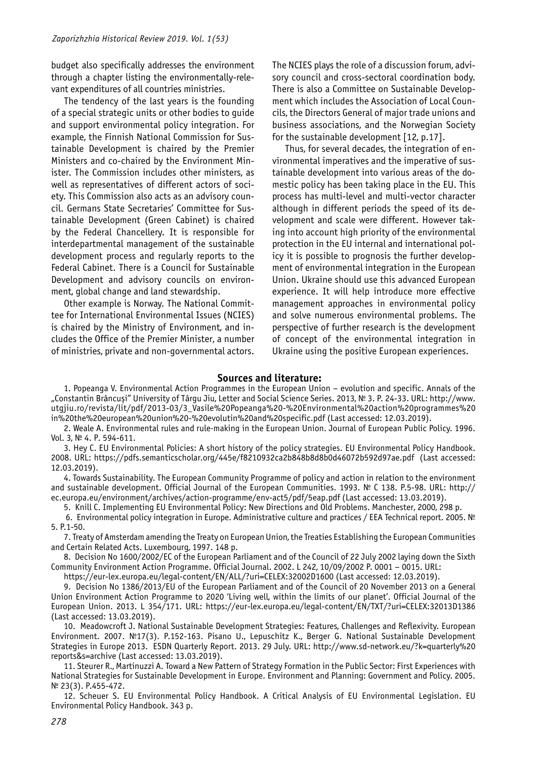budget also specifically addresses the environment through a chapter listing the environmentally-relevant expenditures of all countries ministries.

The tendency of the last years is the founding of a special strategic units or other bodies to guide and support environmental policy integration. For example, the Finnish National Commission for Sustainable Development is chaired by the Premier Ministers and co-chaired by the Environment Minister. The Commission includes other ministers, as well as representatives of different actors of society. This Commission also acts as an advisory council. Germans State Secretaries' Committee for Sustainable Development (Green Cabinet) is chaired by the Federal Chancellery. It is responsible for interdepartmental management of the sustainable development process and regularly reports to the Federal Cabinet. There is a Council for Sustainable Development and advisory councils on environment, global change and land stewardship.

Other example is Norway. The National Committee for International Environmental Issues (NCIES) is chaired by the Ministry of Environment, and includes the Office of the Premier Minister, a number of ministries, private and non-governmental actors. The NCIES plays the role of a discussion forum, advisory council and cross-sectoral coordination body. There is also a Committee on Sustainable Development which includes the Association of Local Councils, the Directors General of major trade unions and business associations, and the Norwegian Society for the sustainable development [12, p.17].

Thus, for several decades, the integration of environmental imperatives and the imperative of sustainable development into various areas of the domestic policy has been taking place in the EU. This process has multi-level and multi-vector character although in different periods the speed of its development and scale were different. However taking into account high priority of the environmental protection in the EU internal and international policy it is possible to prognosis the further development of environmental integration in the European Union. Ukraine should use this advanced European experience. It will help introduce more effective management approaches in environmental policy and solve numerous environmental problems. The perspective of further research is the development of concept of the environmental integration in Ukraine using the positive European experiences.

## Sources and literature:

1. Popeanga V. Environmental Action Programmes in the European Union – evolution and specific. Annals of the „Constantin Brâncuși" University of Târgu Jiu, Letter and Social Science Series. 2013, № 3. P. 24-33. URL: http://www.utgjiu.ro/revista/lit/pdf/2013-03/3_Vasile%20Popeanga%20-%20Environmental%20action%20programmes%20in%20the%20european%20union%20-%20evolutin%20and%20specific.pdf (Last accessed: 12.03.2019).

2. Weale A. Environmental rules and rule-making in the European Union. Journal of European Public Policy. 1996. Vol. 3, № 4. P. 594-611.

3. Hey C. EU Environmental Policies: A short history of the policy strategies. EU Environmental Policy Handbook. 2008. URL: https://pdfs.semanticscholar.org/445e/f8210932ca2b848b8d8b0d46072b592d97ae.pdf (Last accessed: 12.03.2019).

4. Towards Sustainability. The European Community Programme of policy and action in relation to the environment and sustainable development. Official Journal of the European Communities. 1993. № C 138. P.5-98. URL: http://ec.europa.eu/environment/archives/action-programme/env-act5/pdf/5eap.pdf (Last accessed: 13.03.2019).

5. Knill C. Implementing EU Environmental Policy: New Directions and Old Problems. Manchester, 2000, 298 p.

6. Environmental policy integration in Europe. Administrative culture and practices / EEA Technical report. 2005. № 5. P.1-50.

7. Treaty of Amsterdam amending the Treaty on European Union, the Treaties Establishing the European Communities and Certain Related Acts. Luxembourg, 1997. 148 p.

8. Decision No 1600/2002/EC of the European Parliament and of the Council of 22 July 2002 laying down the Sixth Community Environment Action Programme. Official Journal. 2002. L 242, 10/09/2002 P. 0001 – 0015. URL: https://eur-lex.europa.eu/legal-content/EN/ALL/?uri=CELEX:32002D1600 (Last accessed: 12.03.2019).

9. Decision No 1386/2013/EU of the European Parliament and of the Council of 20 November 2013 on a General Union Environment Action Programme to 2020 'Living well, within the limits of our planet'. Official Journal of the European Union. 2013. L 354/171. URL: https://eur-lex.europa.eu/legal-content/EN/TXT/?uri=CELEX:32013D1386 (Last accessed: 13.03.2019).

10. Meadowcroft J. National Sustainable Development Strategies: Features, Challenges and Reflexivity. European Environment. 2007. №17(3). P.152-163. Pisano U., Lepuschitz K., Berger G. National Sustainable Development Strategies in Europe 2013. ESDN Quarterly Report. 2013. 29 July. URL: http://www.sd-network.eu/?k=quarterly%20reports&s=archive (Last accessed: 13.03.2019).

11. Steurer R., Martinuzzi A. Toward a New Pattern of Strategy Formation in the Public Sector: First Experiences with National Strategies for Sustainable Development in Europe. Environment and Planning: Government and Policy. 2005. № 23(3). P.455-472.

12. Scheuer S. EU Environmental Policy Handbook. A Critical Analysis of EU Environmental Legislation. EU Environmental Policy Handbook. 343 p.